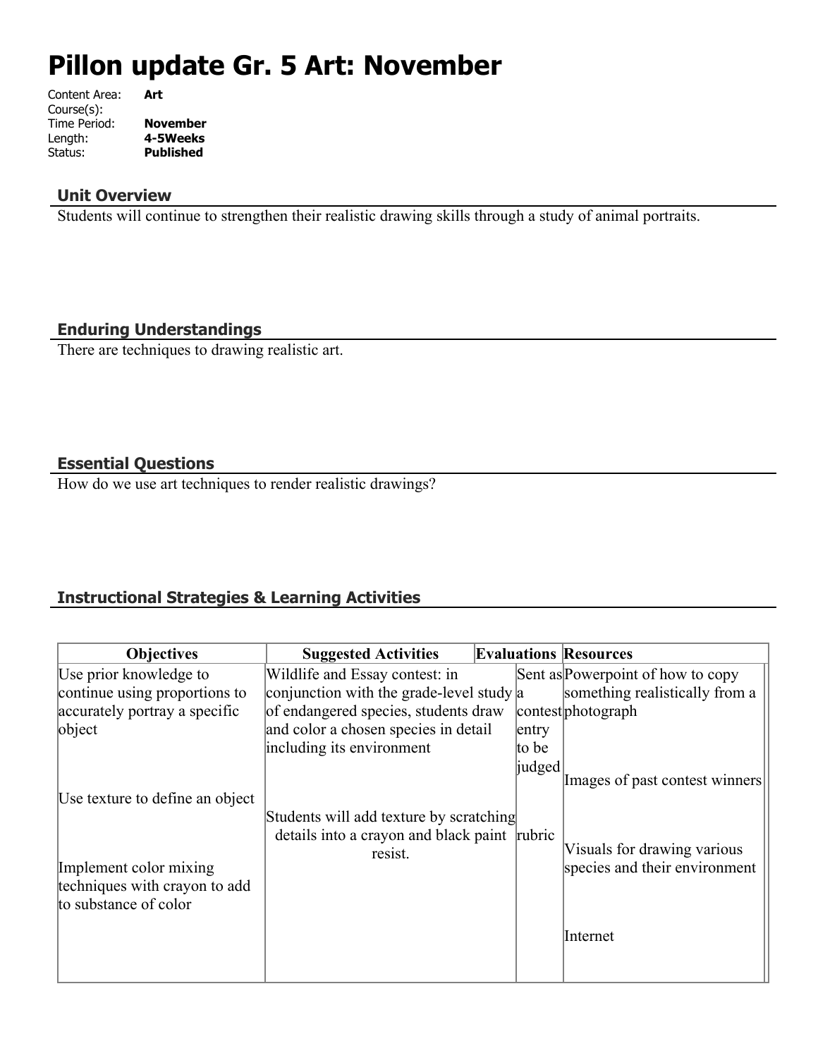# Pillon update Gr. 5 Art: November

Content Area: **Art**
Course(s):
Time Period: **November**
Length: **4-5Weeks**
Status: **Published**

## Unit Overview

Students will continue to strengthen their realistic drawing skills through a study of animal portraits.

## Enduring Understandings

There are techniques to drawing realistic art.

## Essential Questions

How do we use art techniques to render realistic drawings?

## Instructional Strategies & Learning Activities

| Objectives | Suggested Activities | Evaluations | Resources |
|---|---|---|---|
| Use prior knowledge to continue using proportions to accurately portray a specific object | Wildlife and Essay contest: in conjunction with the grade-level study of endangered species, students draw and color a chosen species in detail including its environment | Sent as a contest entry to be judged | Powerpoint of how to copy something realistically from a photograph |
| Use texture to define an object | Students will add texture by scratching details into a crayon and black paint resist. | rubric | Images of past contest winners |
| Implement color mixing techniques with crayon to add to substance of color | | | Visuals for drawing various species and their environment |
| | | | Internet |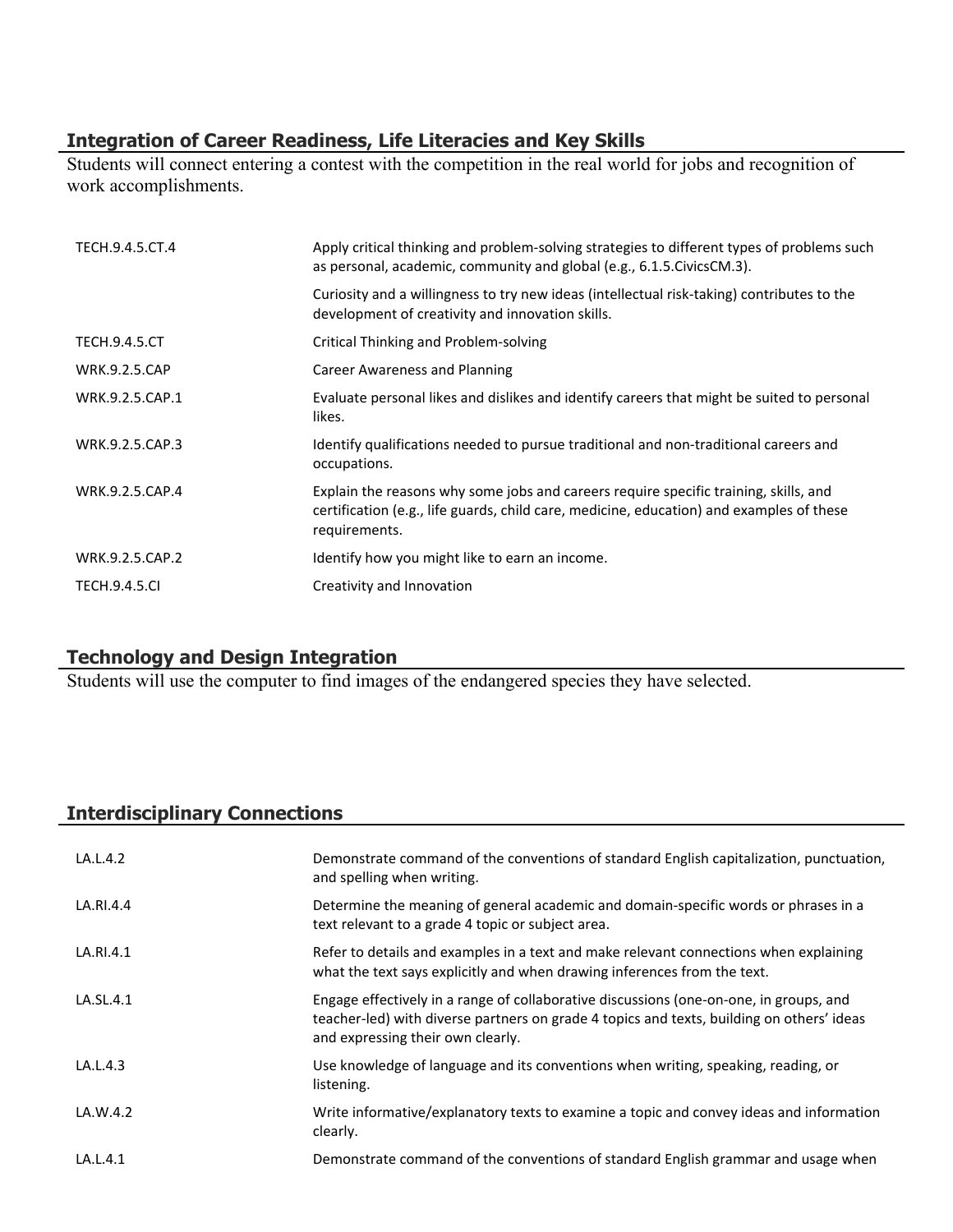## Integration of Career Readiness, Life Literacies and Key Skills

Students will connect entering a contest with the competition in the real world for jobs and recognition of work accomplishments.

| | |
|---|---|
| TECH.9.4.5.CT.4 | Apply critical thinking and problem-solving strategies to different types of problems such as personal, academic, community and global (e.g., 6.1.5.CivicsCM.3). |
| | Curiosity and a willingness to try new ideas (intellectual risk-taking) contributes to the development of creativity and innovation skills. |
| TECH.9.4.5.CT | Critical Thinking and Problem-solving |
| WRK.9.2.5.CAP | Career Awareness and Planning |
| WRK.9.2.5.CAP.1 | Evaluate personal likes and dislikes and identify careers that might be suited to personal likes. |
| WRK.9.2.5.CAP.3 | Identify qualifications needed to pursue traditional and non-traditional careers and occupations. |
| WRK.9.2.5.CAP.4 | Explain the reasons why some jobs and careers require specific training, skills, and certification (e.g., life guards, child care, medicine, education) and examples of these requirements. |
| WRK.9.2.5.CAP.2 | Identify how you might like to earn an income. |
| TECH.9.4.5.CI | Creativity and Innovation |

## Technology and Design Integration

Students will use the computer to find images of the endangered species they have selected.

## Interdisciplinary Connections

| | |
|---|---|
| LA.L.4.2 | Demonstrate command of the conventions of standard English capitalization, punctuation, and spelling when writing. |
| LA.RI.4.4 | Determine the meaning of general academic and domain-specific words or phrases in a text relevant to a grade 4 topic or subject area. |
| LA.RI.4.1 | Refer to details and examples in a text and make relevant connections when explaining what the text says explicitly and when drawing inferences from the text. |
| LA.SL.4.1 | Engage effectively in a range of collaborative discussions (one-on-one, in groups, and teacher-led) with diverse partners on grade 4 topics and texts, building on others' ideas and expressing their own clearly. |
| LA.L.4.3 | Use knowledge of language and its conventions when writing, speaking, reading, or listening. |
| LA.W.4.2 | Write informative/explanatory texts to examine a topic and convey ideas and information clearly. |
| LA.L.4.1 | Demonstrate command of the conventions of standard English grammar and usage when |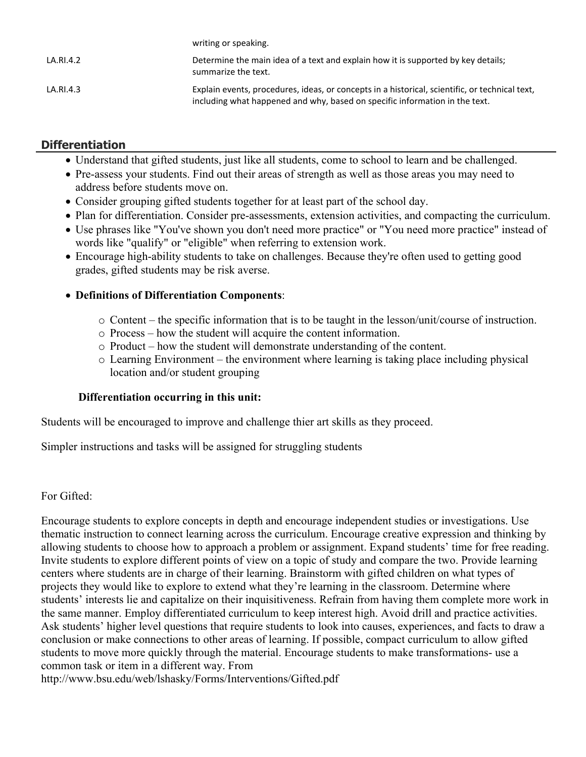|  | writing or speaking. |
| --- | --- |
| LA.RI.4.2 | Determine the main idea of a text and explain how it is supported by key details; summarize the text. |
| LA.RI.4.3 | Explain events, procedures, ideas, or concepts in a historical, scientific, or technical text, including what happened and why, based on specific information in the text. |

## Differentiation

- Understand that gifted students, just like all students, come to school to learn and be challenged.
- Pre-assess your students. Find out their areas of strength as well as those areas you may need to address before students move on.
- Consider grouping gifted students together for at least part of the school day.
- Plan for differentiation. Consider pre-assessments, extension activities, and compacting the curriculum.
- Use phrases like "You've shown you don't need more practice" or "You need more practice" instead of words like "qualify" or "eligible" when referring to extension work.
- Encourage high-ability students to take on challenges. Because they're often used to getting good grades, gifted students may be risk averse.
- **Definitions of Differentiation Components**:
  - Content – the specific information that is to be taught in the lesson/unit/course of instruction.
  - Process – how the student will acquire the content information.
  - Product – how the student will demonstrate understanding of the content.
  - Learning Environment – the environment where learning is taking place including physical location and/or student grouping

**Differentiation occurring in this unit:**

Students will be encouraged to improve and challenge thier art skills as they proceed.

Simpler instructions and tasks will be assigned for struggling students

For Gifted:

Encourage students to explore concepts in depth and encourage independent studies or investigations. Use thematic instruction to connect learning across the curriculum. Encourage creative expression and thinking by allowing students to choose how to approach a problem or assignment. Expand students' time for free reading. Invite students to explore different points of view on a topic of study and compare the two. Provide learning centers where students are in charge of their learning. Brainstorm with gifted children on what types of projects they would like to explore to extend what they're learning in the classroom. Determine where students' interests lie and capitalize on their inquisitiveness. Refrain from having them complete more work in the same manner. Employ differentiated curriculum to keep interest high. Avoid drill and practice activities. Ask students' higher level questions that require students to look into causes, experiences, and facts to draw a conclusion or make connections to other areas of learning. If possible, compact curriculum to allow gifted students to move more quickly through the material. Encourage students to make transformations- use a common task or item in a different way. From http://www.bsu.edu/web/lshasky/Forms/Interventions/Gifted.pdf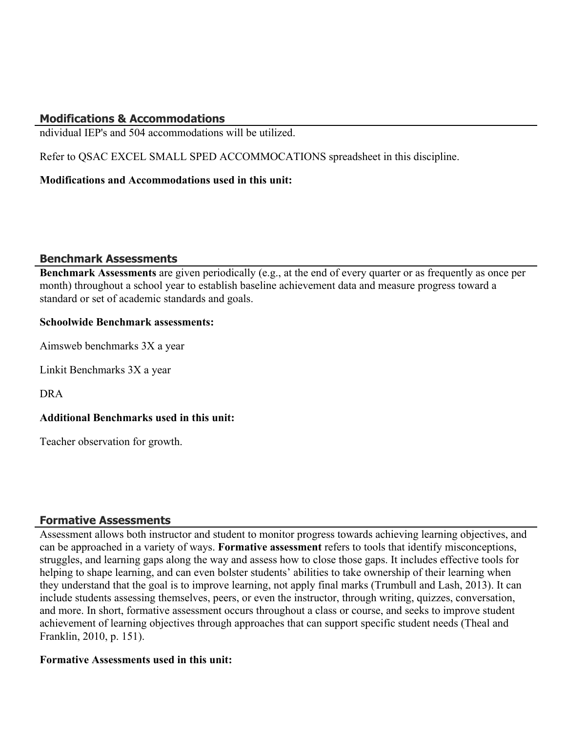## Modifications & Accommodations

ndividual IEP's and 504 accommodations will be utilized.

Refer to QSAC EXCEL SMALL SPED ACCOMMOCATIONS spreadsheet in this discipline.

**Modifications and Accommodations used in this unit:**

## Benchmark Assessments

**Benchmark Assessments** are given periodically (e.g., at the end of every quarter or as frequently as once per month) throughout a school year to establish baseline achievement data and measure progress toward a standard or set of academic standards and goals.

**Schoolwide Benchmark assessments:**

Aimsweb benchmarks 3X a year

Linkit Benchmarks 3X a year

DRA

**Additional Benchmarks used in this unit:**

Teacher observation for growth.

## Formative Assessments

Assessment allows both instructor and student to monitor progress towards achieving learning objectives, and can be approached in a variety of ways. **Formative assessment** refers to tools that identify misconceptions, struggles, and learning gaps along the way and assess how to close those gaps. It includes effective tools for helping to shape learning, and can even bolster students' abilities to take ownership of their learning when they understand that the goal is to improve learning, not apply final marks (Trumbull and Lash, 2013). It can include students assessing themselves, peers, or even the instructor, through writing, quizzes, conversation, and more. In short, formative assessment occurs throughout a class or course, and seeks to improve student achievement of learning objectives through approaches that can support specific student needs (Theal and Franklin, 2010, p. 151).

**Formative Assessments used in this unit:**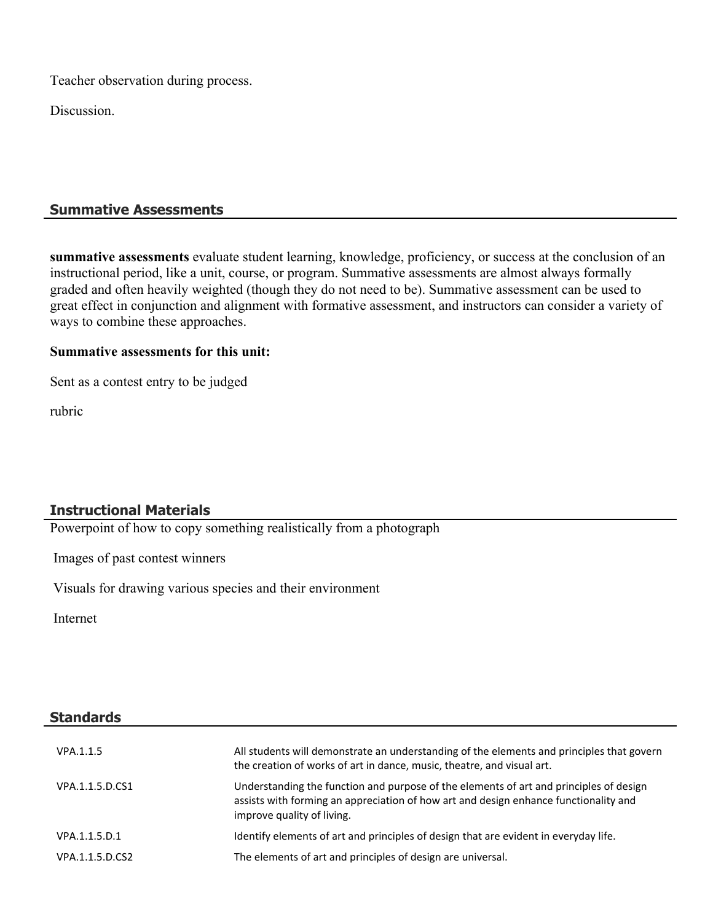Teacher observation during process.

Discussion.

## Summative Assessments

**summative assessments** evaluate student learning, knowledge, proficiency, or success at the conclusion of an instructional period, like a unit, course, or program. Summative assessments are almost always formally graded and often heavily weighted (though they do not need to be). Summative assessment can be used to great effect in conjunction and alignment with formative assessment, and instructors can consider a variety of ways to combine these approaches.

**Summative assessments for this unit:**

Sent as a contest entry to be judged

rubric

## Instructional Materials

Powerpoint of how to copy something realistically from a photograph

Images of past contest winners

Visuals for drawing various species and their environment

Internet

## Standards

| | |
|---|---|
| VPA.1.1.5 | All students will demonstrate an understanding of the elements and principles that govern the creation of works of art in dance, music, theatre, and visual art. |
| VPA.1.1.5.D.CS1 | Understanding the function and purpose of the elements of art and principles of design assists with forming an appreciation of how art and design enhance functionality and improve quality of living. |
| VPA.1.1.5.D.1 | Identify elements of art and principles of design that are evident in everyday life. |
| VPA.1.1.5.D.CS2 | The elements of art and principles of design are universal. |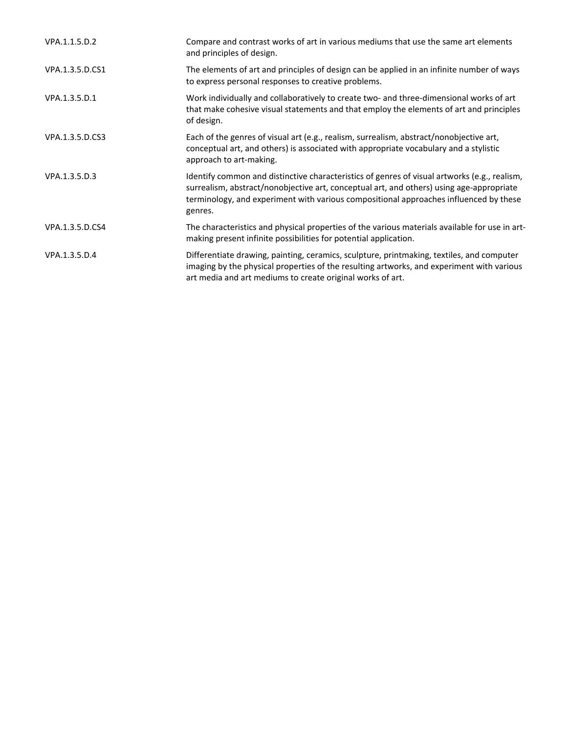| | |
|---|---|
| VPA.1.1.5.D.2 | Compare and contrast works of art in various mediums that use the same art elements and principles of design. |
| VPA.1.3.5.D.CS1 | The elements of art and principles of design can be applied in an infinite number of ways to express personal responses to creative problems. |
| VPA.1.3.5.D.1 | Work individually and collaboratively to create two- and three-dimensional works of art that make cohesive visual statements and that employ the elements of art and principles of design. |
| VPA.1.3.5.D.CS3 | Each of the genres of visual art (e.g., realism, surrealism, abstract/nonobjective art, conceptual art, and others) is associated with appropriate vocabulary and a stylistic approach to art-making. |
| VPA.1.3.5.D.3 | Identify common and distinctive characteristics of genres of visual artworks (e.g., realism, surrealism, abstract/nonobjective art, conceptual art, and others) using age-appropriate terminology, and experiment with various compositional approaches influenced by these genres. |
| VPA.1.3.5.D.CS4 | The characteristics and physical properties of the various materials available for use in art-making present infinite possibilities for potential application. |
| VPA.1.3.5.D.4 | Differentiate drawing, painting, ceramics, sculpture, printmaking, textiles, and computer imaging by the physical properties of the resulting artworks, and experiment with various art media and art mediums to create original works of art. |